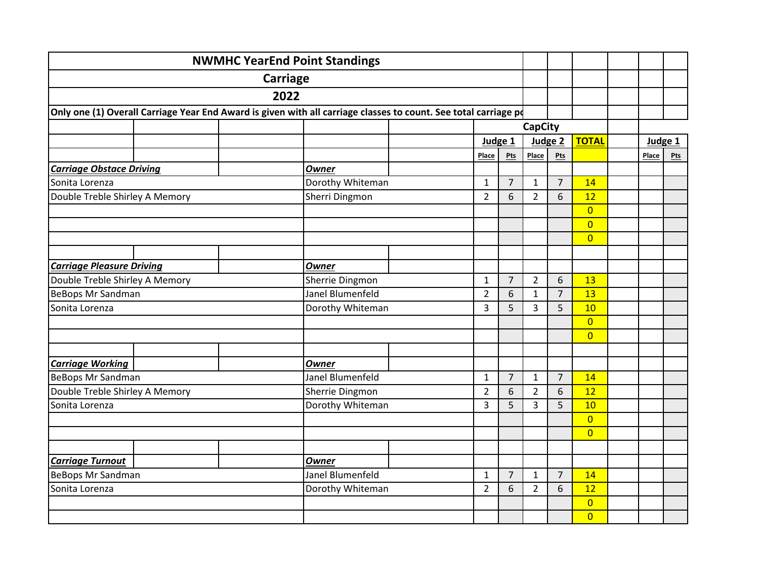# NWMHC YearEnd Point Standings

## Carriage

## 2022

**Only one (1) Overall Carriage Year End Award is given with all carriage classes to count. See total carriage po**

| | | CapCity | | | | | | | |
|---|---|---|---|---|---|---|---|---|---|
| | | Judge 1 | | Judge 2 | | TOTAL | | Judge 1 | |
| | | Place | Pts | Place | Pts | | | Place | Pts |
| ***Carriage Obstace Driving*** | ***Owner*** | | | | | | | | |
| Sonita Lorenza | Dorothy Whiteman | 1 | 7 | 1 | 7 | 14 | | | |
| Double Treble Shirley A Memory | Sherri Dingmon | 2 | 6 | 2 | 6 | 12 | | | |
| | | | | | | 0 | | | |
| | | | | | | 0 | | | |
| | | | | | | 0 | | | |
| | | | | | | | | | |
| ***Carriage Pleasure Driving*** | ***Owner*** | | | | | | | | |
| Double Treble Shirley A Memory | Sherrie Dingmon | 1 | 7 | 2 | 6 | 13 | | | |
| BeBops Mr Sandman | Janel Blumenfeld | 2 | 6 | 1 | 7 | 13 | | | |
| Sonita Lorenza | Dorothy Whiteman | 3 | 5 | 3 | 5 | 10 | | | |
| | | | | | | 0 | | | |
| | | | | | | 0 | | | |
| | | | | | | | | | |
| ***Carriage Working*** | ***Owner*** | | | | | | | | |
| BeBops Mr Sandman | Janel Blumenfeld | 1 | 7 | 1 | 7 | 14 | | | |
| Double Treble Shirley A Memory | Sherrie Dingmon | 2 | 6 | 2 | 6 | 12 | | | |
| Sonita Lorenza | Dorothy Whiteman | 3 | 5 | 3 | 5 | 10 | | | |
| | | | | | | 0 | | | |
| | | | | | | 0 | | | |
| | | | | | | | | | |
| ***Carriage Turnout*** | ***Owner*** | | | | | | | | |
| BeBops Mr Sandman | Janel Blumenfeld | 1 | 7 | 1 | 7 | 14 | | | |
| Sonita Lorenza | Dorothy Whiteman | 2 | 6 | 2 | 6 | 12 | | | |
| | | | | | | 0 | | | |
| | | | | | | 0 | | | |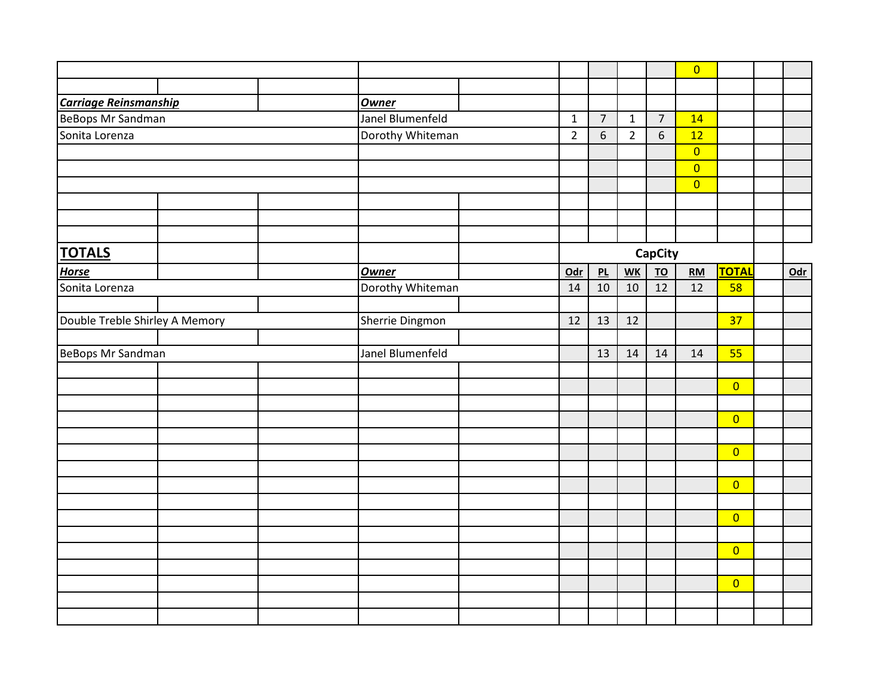| | | | | | | | |
|---|---|---|---|---|---|---|---|
| | | | | | 0 | | |
| | | | | | | | |
| ***Carriage Reinsmanship*** | ***Owner*** | | | | | | |
| BeBops Mr Sandman | Janel Blumenfeld | 1 | 7 | 1 | 7 | 14 | |
| Sonita Lorenza | Dorothy Whiteman | 2 | 6 | 2 | 6 | 12 | |
| | | | | | | 0 | |
| | | | | | | 0 | |
| | | | | | | 0 | |

## TOTALS

| ***Horse*** | ***Owner*** | **Odr** | **PL** | **WK** | **TO** | **RM** | **TOTAL** | | **Odr** |
|---|---|---|---|---|---|---|---|---|---|
| | | **CapCity** | | | | | | | |
| Sonita Lorenza | Dorothy Whiteman | 14 | 10 | 10 | 12 | 12 | 58 | | |
| | | | | | | | | | |
| Double Treble Shirley A Memory | Sherrie Dingmon | 12 | 13 | 12 | | | 37 | | |
| | | | | | | | | | |
| BeBops Mr Sandman | Janel Blumenfeld | | 13 | 14 | 14 | 14 | 55 | | |
| | | | | | | | | | |
| | | | | | | | 0 | | |
| | | | | | | | | | |
| | | | | | | | 0 | | |
| | | | | | | | | | |
| | | | | | | | 0 | | |
| | | | | | | | | | |
| | | | | | | | 0 | | |
| | | | | | | | | | |
| | | | | | | | 0 | | |
| | | | | | | | | | |
| | | | | | | | 0 | | |
| | | | | | | | | | |
| | | | | | | | 0 | | |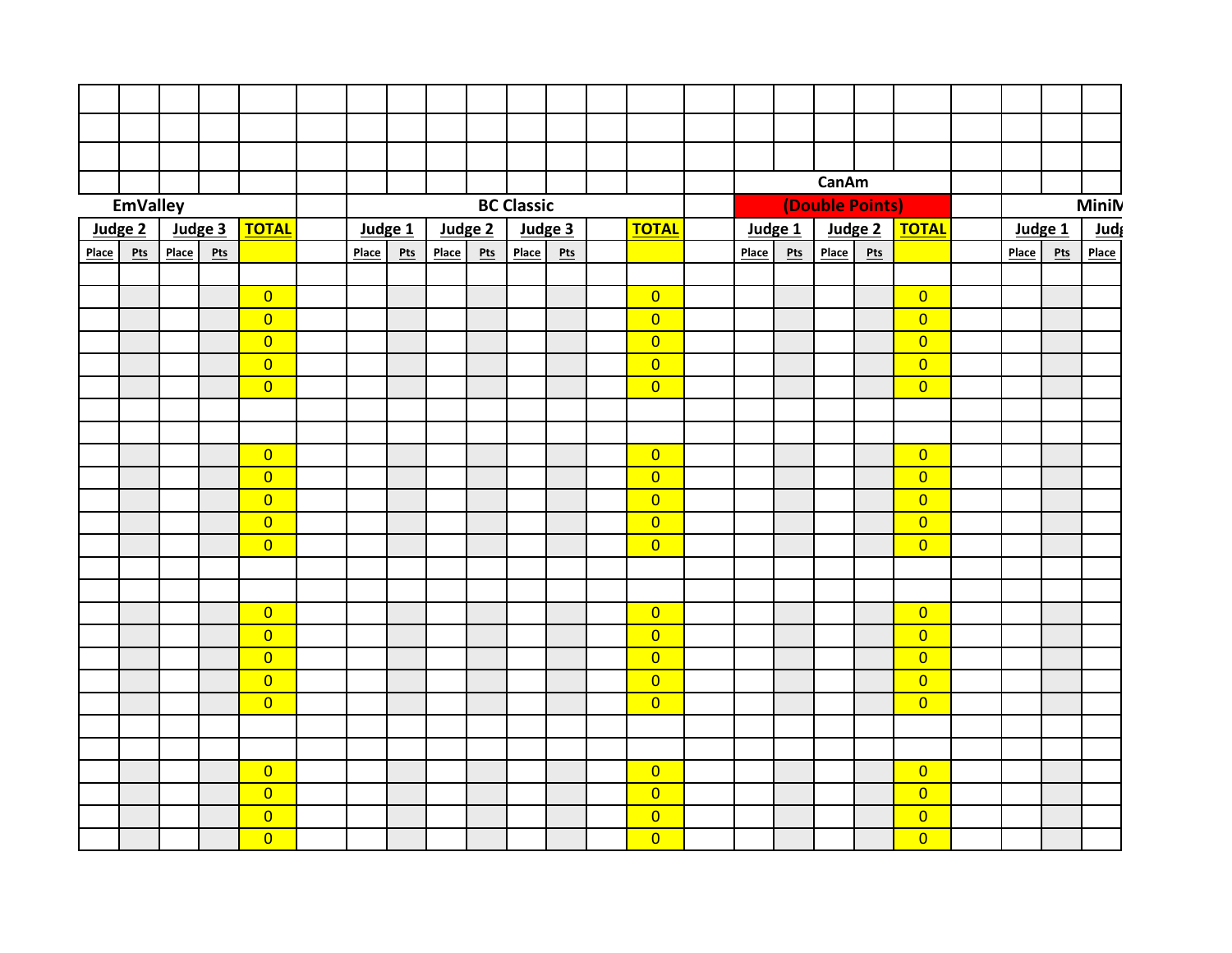| | | | | | | | | | | | | | | | | | | | | | | | |
|---|---|---|---|---|---|---|---|---|---|---|---|---|---|---|---|---|---|---|---|---|---|---|---|
| | | | | | | | | | | | | | | | CanAm | | | | | | | | |
| **EmValley** | | | | | | **BC Classic** | | | | | | | | | **(Double Points)** | | | | | | **MiniM** | | |
| **Judge 2** | | **Judge 3** | | **TOTAL** | | **Judge 1** | | **Judge 2** | | **Judge 3** | | | **TOTAL** | | **Judge 1** | | **Judge 2** | | **TOTAL** | | **Judge 1** | | **Judg** |
| Place | Pts | Place | Pts | | | Place | Pts | Place | Pts | Place | Pts | | | | Place | Pts | Place | Pts | | | Place | Pts | Place |
| | | | | | | | | | | | | | | | | | | | | | | | |
| | | | | 0 | | | | | | | | | 0 | | | | | | 0 | | | | |
| | | | | 0 | | | | | | | | | 0 | | | | | | 0 | | | | |
| | | | | 0 | | | | | | | | | 0 | | | | | | 0 | | | | |
| | | | | 0 | | | | | | | | | 0 | | | | | | 0 | | | | |
| | | | | 0 | | | | | | | | | 0 | | | | | | 0 | | | | |
| | | | | | | | | | | | | | | | | | | | | | | | |
| | | | | | | | | | | | | | | | | | | | | | | | |
| | | | | 0 | | | | | | | | | 0 | | | | | | 0 | | | | |
| | | | | 0 | | | | | | | | | 0 | | | | | | 0 | | | | |
| | | | | 0 | | | | | | | | | 0 | | | | | | 0 | | | | |
| | | | | 0 | | | | | | | | | 0 | | | | | | 0 | | | | |
| | | | | 0 | | | | | | | | | 0 | | | | | | 0 | | | | |
| | | | | | | | | | | | | | | | | | | | | | | | |
| | | | | | | | | | | | | | | | | | | | | | | | |
| | | | | 0 | | | | | | | | | 0 | | | | | | 0 | | | | |
| | | | | 0 | | | | | | | | | 0 | | | | | | 0 | | | | |
| | | | | 0 | | | | | | | | | 0 | | | | | | 0 | | | | |
| | | | | 0 | | | | | | | | | 0 | | | | | | 0 | | | | |
| | | | | 0 | | | | | | | | | 0 | | | | | | 0 | | | | |
| | | | | | | | | | | | | | | | | | | | | | | | |
| | | | | | | | | | | | | | | | | | | | | | | | |
| | | | | 0 | | | | | | | | | 0 | | | | | | 0 | | | | |
| | | | | 0 | | | | | | | | | 0 | | | | | | 0 | | | | |
| | | | | 0 | | | | | | | | | 0 | | | | | | 0 | | | | |
| | | | | 0 | | | | | | | | | 0 | | | | | | 0 | | | | |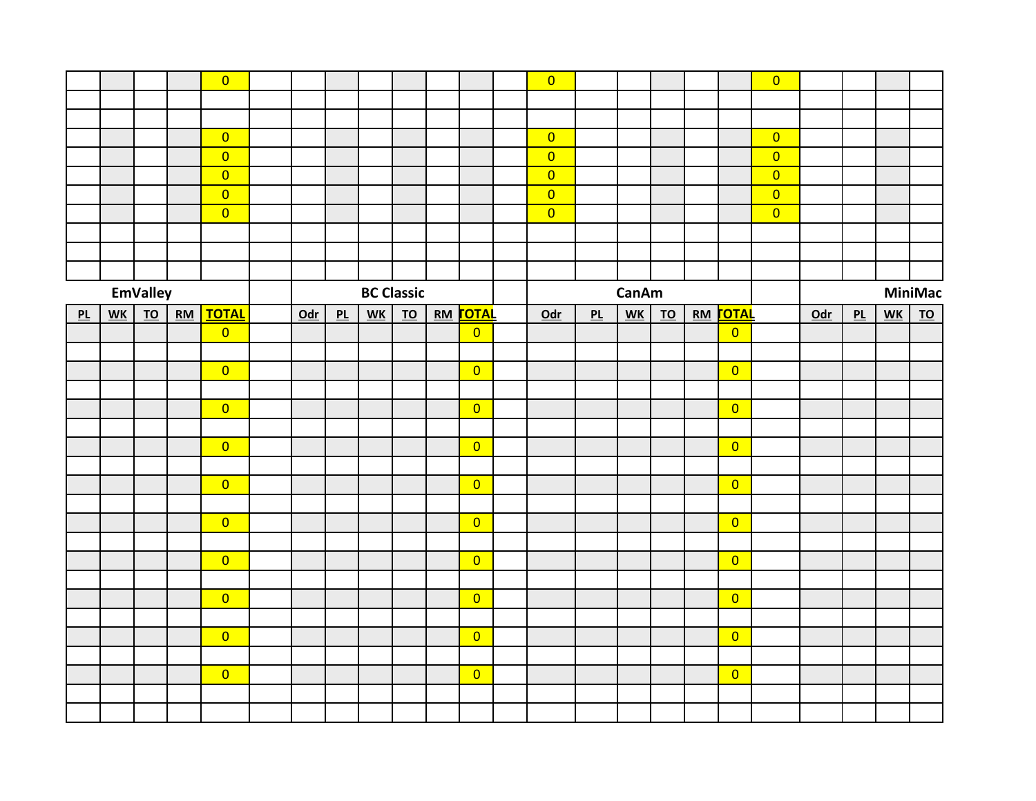| | | | | | | | | | | | | | | | | | | | | | | | |
|---|---|---|---|---|---|---|---|---|---|---|---|---|---|---|---|---|---|---|---|---|---|---|---|
| | | | | 0 | | | | | | | | | 0 | | | | | | 0 | | | | |
| | | | | | | | | | | | | | | | | | | | | | | | |
| | | | | | | | | | | | | | | | | | | | | | | | |
| | | | | 0 | | | | | | | | | 0 | | | | | | 0 | | | | |
| | | | | 0 | | | | | | | | | 0 | | | | | | 0 | | | | |
| | | | | 0 | | | | | | | | | 0 | | | | | | 0 | | | | |
| | | | | 0 | | | | | | | | | 0 | | | | | | 0 | | | | |
| | | | | 0 | | | | | | | | | 0 | | | | | | 0 | | | | |
| | | | | | | | | | | | | | | | | | | | | | | | |
| | | | | | | | | | | | | | | | | | | | | | | | |
| | | | | | | | | | | | | | | | | | | | | | | | |
| **EmValley** | | | | | | **BC Classic** | | | | | | | **CanAm** | | | | | | | **MiniMac** | | | |
| **PL** | **WK** | **TO** | **RM** | **TOTAL** | | **Odr** | **PL** | **WK** | **TO** | **RM** | **TOTAL** | | **Odr** | **PL** | **WK** | **TO** | **RM** | **TOTAL** | | **Odr** | **PL** | **WK** | **TO** |
| | | | | 0 | | | | | | | 0 | | | | | | | 0 | | | | | |
| | | | | | | | | | | | | | | | | | | | | | | | |
| | | | | 0 | | | | | | | 0 | | | | | | | 0 | | | | | |
| | | | | | | | | | | | | | | | | | | | | | | | |
| | | | | 0 | | | | | | | 0 | | | | | | | 0 | | | | | |
| | | | | | | | | | | | | | | | | | | | | | | | |
| | | | | 0 | | | | | | | 0 | | | | | | | 0 | | | | | |
| | | | | | | | | | | | | | | | | | | | | | | | |
| | | | | 0 | | | | | | | 0 | | | | | | | 0 | | | | | |
| | | | | | | | | | | | | | | | | | | | | | | | |
| | | | | 0 | | | | | | | 0 | | | | | | | 0 | | | | | |
| | | | | | | | | | | | | | | | | | | | | | | | |
| | | | | 0 | | | | | | | 0 | | | | | | | 0 | | | | | |
| | | | | | | | | | | | | | | | | | | | | | | | |
| | | | | 0 | | | | | | | 0 | | | | | | | 0 | | | | | |
| | | | | | | | | | | | | | | | | | | | | | | | |
| | | | | 0 | | | | | | | 0 | | | | | | | 0 | | | | | |
| | | | | | | | | | | | | | | | | | | | | | | | |
| | | | | 0 | | | | | | | 0 | | | | | | | 0 | | | | | |
| | | | | | | | | | | | | | | | | | | | | | | | |
| | | | | | | | | | | | | | | | | | | | | | | | |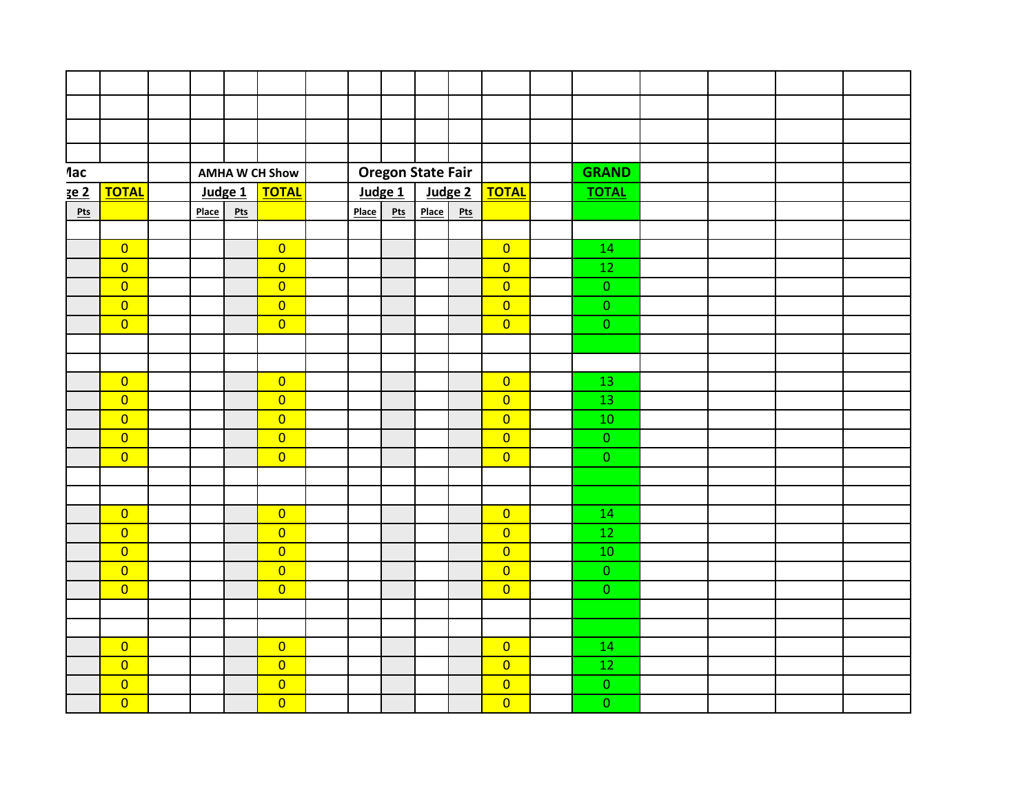| | | | | | | | | | | | | | | | | | |
|---|---|---|---|---|---|---|---|---|---|---|---|---|---|---|---|---|---|
| | | | | | | | | | | | | | | | | | |
| | | | | | | | | | | | | | | | | | |
| | | | | | | | | | | | | | | | | | |
| | | | | | | | | | | | | | | | | | |
| lac | | | AMHA W CH Show | | | | Oregon State Fair | | | | | | GRAND | | | | |
| ge 2 | TOTAL | | Judge 1 | | TOTAL | | Judge 1 | | Judge 2 | | TOTAL | | TOTAL | | | | |
| Pts | | | Place | Pts | | | Place | Pts | Place | Pts | | | | | | | |
| | | | | | | | | | | | | | | | | | |
| | 0 | | | | 0 | | | | | | 0 | | 14 | | | | |
| | 0 | | | | 0 | | | | | | 0 | | 12 | | | | |
| | 0 | | | | 0 | | | | | | 0 | | 0 | | | | |
| | 0 | | | | 0 | | | | | | 0 | | 0 | | | | |
| | 0 | | | | 0 | | | | | | 0 | | 0 | | | | |
| | | | | | | | | | | | | | | | | | |
| | | | | | | | | | | | | | | | | | |
| | 0 | | | | 0 | | | | | | 0 | | 13 | | | | |
| | 0 | | | | 0 | | | | | | 0 | | 13 | | | | |
| | 0 | | | | 0 | | | | | | 0 | | 10 | | | | |
| | 0 | | | | 0 | | | | | | 0 | | 0 | | | | |
| | 0 | | | | 0 | | | | | | 0 | | 0 | | | | |
| | | | | | | | | | | | | | | | | | |
| | | | | | | | | | | | | | | | | | |
| | 0 | | | | 0 | | | | | | 0 | | 14 | | | | |
| | 0 | | | | 0 | | | | | | 0 | | 12 | | | | |
| | 0 | | | | 0 | | | | | | 0 | | 10 | | | | |
| | 0 | | | | 0 | | | | | | 0 | | 0 | | | | |
| | 0 | | | | 0 | | | | | | 0 | | 0 | | | | |
| | | | | | | | | | | | | | | | | | |
| | | | | | | | | | | | | | | | | | |
| | 0 | | | | 0 | | | | | | 0 | | 14 | | | | |
| | 0 | | | | 0 | | | | | | 0 | | 12 | | | | |
| | 0 | | | | 0 | | | | | | 0 | | 0 | | | | |
| | 0 | | | | 0 | | | | | | 0 | | 0 | | | | |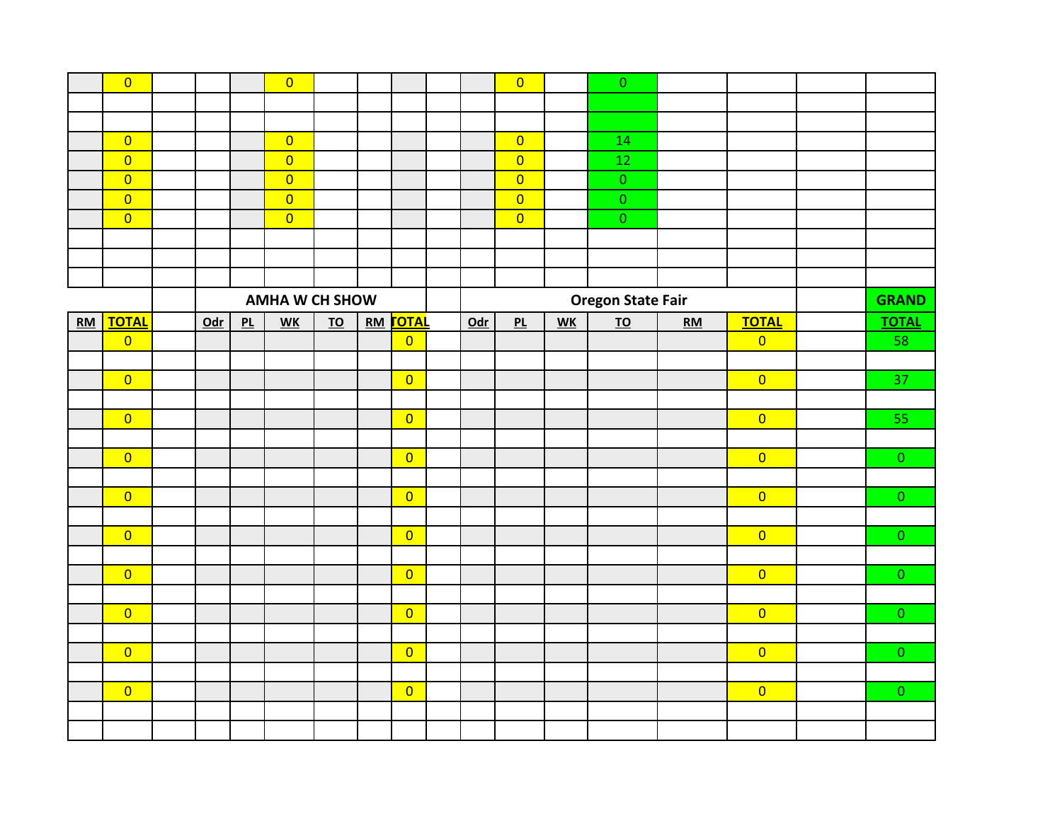| | | | | | | | | | | | | | | | | | |
|---|---|---|---|---|---|---|---|---|---|---|---|---|---|---|---|---|---|
| | 0 | | | | 0 | | | | | | 0 | | 0 | | | | |
| | | | | | | | | | | | | | | | | | |
| | | | | | | | | | | | | | | | | | |
| | 0 | | | | 0 | | | | | | 0 | | 14 | | | | |
| | 0 | | | | 0 | | | | | | 0 | | 12 | | | | |
| | 0 | | | | 0 | | | | | | 0 | | 0 | | | | |
| | 0 | | | | 0 | | | | | | 0 | | 0 | | | | |
| | 0 | | | | 0 | | | | | | 0 | | 0 | | | | |

| | | | AMHA W CH SHOW | | | | | | | Oregon State Fair | | | | | | | GRAND |
|---|---|---|---|---|---|---|---|---|---|---|---|---|---|---|---|---|---|
| RM | TOTAL | | Odr | PL | WK | TO | RM | TOTAL | | Odr | PL | WK | TO | RM | TOTAL | | TOTAL |
| | 0 | | | | | | | 0 | | | | | | | 0 | | 58 |
| | 0 | | | | | | | 0 | | | | | | | 0 | | 37 |
| | 0 | | | | | | | 0 | | | | | | | 0 | | 55 |
| | 0 | | | | | | | 0 | | | | | | | 0 | | 0 |
| | 0 | | | | | | | 0 | | | | | | | 0 | | 0 |
| | 0 | | | | | | | 0 | | | | | | | 0 | | 0 |
| | 0 | | | | | | | 0 | | | | | | | 0 | | 0 |
| | 0 | | | | | | | 0 | | | | | | | 0 | | 0 |
| | 0 | | | | | | | 0 | | | | | | | 0 | | 0 |
| | 0 | | | | | | | 0 | | | | | | | 0 | | 0 |